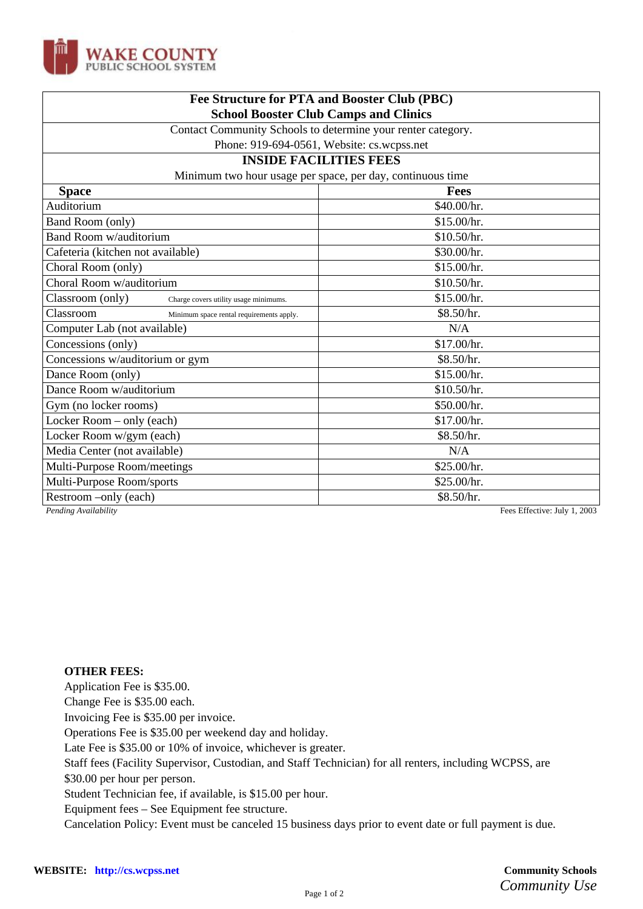WAKE COUNTY PUBLIC SCHOOL SYSTEM

| **Fee Structure for PTA and Booster Club (PBC)**<br>**School Booster Club Camps and Clinics** | |
|---|---|
| Contact Community Schools to determine your renter category.<br>Phone: 919-694-0561, Website: cs.wcpss.net | |
| **INSIDE FACILITIES FEES**<br>Minimum two hour usage per space, per day, continuous time | |
| **Space** | **Fees** |
| Auditorium | $40.00/hr. |
| Band Room (only) | $15.00/hr. |
| Band Room w/auditorium | $10.50/hr. |
| Cafeteria (kitchen not available) | $30.00/hr. |
| Choral Room (only) | $15.00/hr. |
| Choral Room w/auditorium | $10.50/hr. |
| Classroom (only) — Charge covers utility usage minimums. | $15.00/hr. |
| Classroom — Minimum space rental requirements apply. | $8.50/hr. |
| Computer Lab (not available) | N/A |
| Concessions (only) | $17.00/hr. |
| Concessions w/auditorium or gym | $8.50/hr. |
| Dance Room (only) | $15.00/hr. |
| Dance Room w/auditorium | $10.50/hr. |
| Gym (no locker rooms) | $50.00/hr. |
| Locker Room – only (each) | $17.00/hr. |
| Locker Room w/gym (each) | $8.50/hr. |
| Media Center (not available) | N/A |
| Multi-Purpose Room/meetings | $25.00/hr. |
| Multi-Purpose Room/sports | $25.00/hr. |
| Restroom –only (each) | $8.50/hr. |

*Pending Availability* — Fees Effective: July 1, 2003

**OTHER FEES:**

Application Fee is $35.00.
Change Fee is $35.00 each.
Invoicing Fee is $35.00 per invoice.
Operations Fee is $35.00 per weekend day and holiday.
Late Fee is $35.00 or 10% of invoice, whichever is greater.
Staff fees (Facility Supervisor, Custodian, and Staff Technician) for all renters, including WCPSS, are $30.00 per hour per person.
Student Technician fee, if available, is $15.00 per hour.
Equipment fees – See Equipment fee structure.
Cancelation Policy: Event must be canceled 15 business days prior to event date or full payment is due.

**WEBSITE:** http://cs.wcpss.net

**Community Schools**
*Community Use*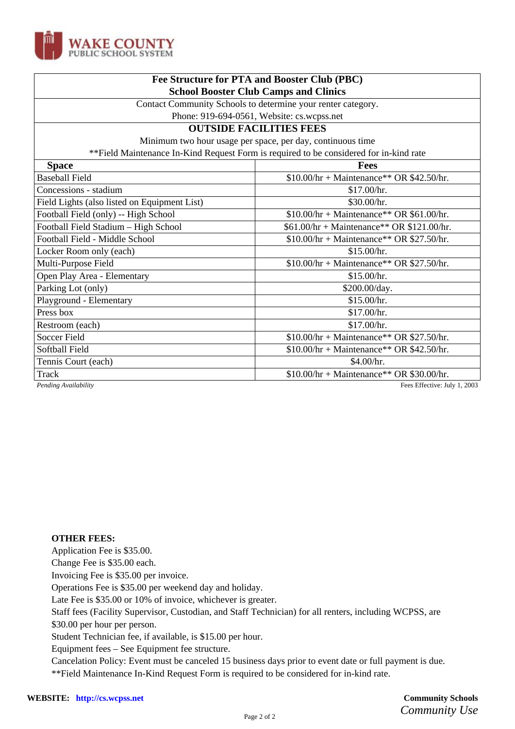WAKE COUNTY PUBLIC SCHOOL SYSTEM

## Fee Structure for PTA and Booster Club (PBC) School Booster Club Camps and Clinics

Contact Community Schools to determine your renter category.
Phone: 919-694-0561, Website: cs.wcpss.net

### OUTSIDE FACILITIES FEES

Minimum two hour usage per space, per day, continuous time
**Field Maintenance In-Kind Request Form is required to be considered for in-kind rate

| Space | Fees |
|---|---|
| Baseball Field | $10.00/hr + Maintenance** OR $42.50/hr. |
| Concessions - stadium | $17.00/hr. |
| Field Lights (also listed on Equipment List) | $30.00/hr. |
| Football Field (only) -- High School | $10.00/hr + Maintenance** OR $61.00/hr. |
| Football Field Stadium – High School | $61.00/hr + Maintenance** OR $121.00/hr. |
| Football Field - Middle School | $10.00/hr + Maintenance** OR $27.50/hr. |
| Locker Room only (each) | $15.00/hr. |
| Multi-Purpose Field | $10.00/hr + Maintenance** OR $27.50/hr. |
| Open Play Area - Elementary | $15.00/hr. |
| Parking Lot (only) | $200.00/day. |
| Playground - Elementary | $15.00/hr. |
| Press box | $17.00/hr. |
| Restroom (each) | $17.00/hr. |
| Soccer Field | $10.00/hr + Maintenance** OR $27.50/hr. |
| Softball Field | $10.00/hr + Maintenance** OR $42.50/hr. |
| Tennis Court (each) | $4.00/hr. |
| Track | $10.00/hr + Maintenance** OR $30.00/hr. |

*Pending Availability*

Fees Effective: July 1, 2003

**OTHER FEES:**

Application Fee is $35.00.
Change Fee is $35.00 each.
Invoicing Fee is $35.00 per invoice.
Operations Fee is $35.00 per weekend day and holiday.
Late Fee is $35.00 or 10% of invoice, whichever is greater.
Staff fees (Facility Supervisor, Custodian, and Staff Technician) for all renters, including WCPSS, are $30.00 per hour per person.
Student Technician fee, if available, is $15.00 per hour.
Equipment fees – See Equipment fee structure.
Cancelation Policy: Event must be canceled 15 business days prior to event date or full payment is due.
**Field Maintenance In-Kind Request Form is required to be considered for in-kind rate.

**WEBSITE:** http://cs.wcpss.net

**Community Schools**
*Community Use*